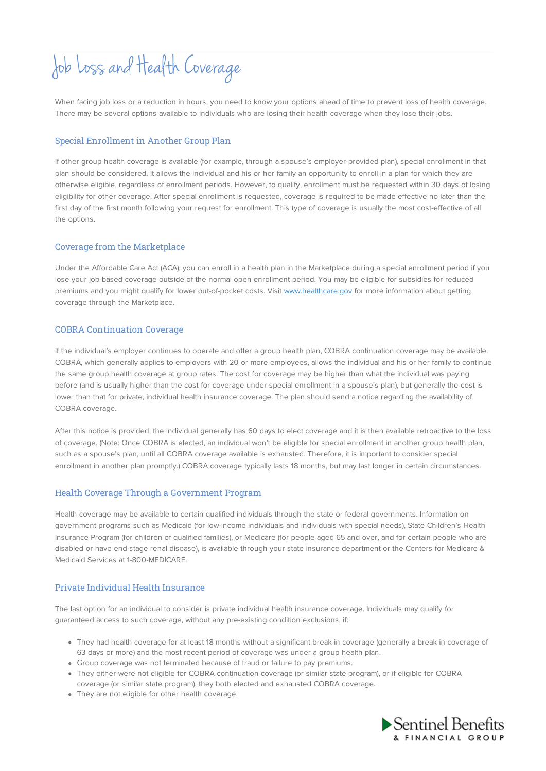# Job Loss and Health Coverage

When facing job loss or a reduction in hours, you need to know your options ahead of time to prevent loss of health coverage. There may be several options available to individuals who are losing their health coverage when they lose their jobs.

## Special Enrollment in Another Group Plan

If other group health coverage is available (for example, through a spouse's employer-provided plan), special enrollment in that plan should be considered. It allows the individual and his or her family an opportunity to enroll in a plan for which they are otherwise eligible, regardless of enrollment periods. However, to qualify, enrollment must be requested within 30 days of losing eligibility for other coverage. After special enrollment is requested, coverage is required to be made effective no later than the first day of the first month following your request for enrollment. This type of coverage is usually the most cost-effective of all the options.

## Coverage from the Marketplace

Under the Affordable Care Act (ACA), you can enroll in a health plan in the Marketplace during a special enrollment period if you lose your job-based coverage outside of the normal open enrollment period. You may be eligible for subsidies for reduced premiums and you might qualify for lower out-of-pocket costs. Visit www.healthcare.gov for more information about getting coverage through the Marketplace.

## COBRA Continuation Coverage

If the individual's employer continues to operate and offer a group health plan, COBRA continuation coverage may be available. COBRA, which generally applies to employers with 20 or more employees, allows the individual and his or her family to continue the same group health coverage at group rates. The cost for coverage may be higher than what the individual was paying before (and is usually higher than the cost for coverage under special enrollment in a spouse's plan), but generally the cost is lower than that for private, individual health insurance coverage. The plan should send a notice regarding the availability of COBRA coverage.

After this notice is provided, the individual generally has 60 days to elect coverage and it is then available retroactive to the loss of coverage. (Note: Once COBRA is elected, an individual won't be eligible for special enrollment in another group health plan, such as a spouse's plan, until all COBRA coverage available is exhausted. Therefore, it is important to consider special enrollment in another plan promptly.) COBRA coverage typically lasts 18 months, but may last longer in certain circumstances.

## Health Coverage Through a Government Program

Health coverage may be available to certain qualified individuals through the state or federal governments. Information on government programs such as Medicaid (for low-income individuals and individuals with special needs), State Children's Health Insurance Program (for children of qualified families), or Medicare (for people aged 65 and over, and for certain people who are disabled or have end-stage renal disease), is available through your state insurance department or the Centers for Medicare & Medicaid Services at 1-800-MEDICARE.

## Private Individual Health Insurance

The last option for an individual to consider is private individual health insurance coverage. Individuals may qualify for guaranteed access to such coverage, without any pre-existing condition exclusions, if:

- They had health coverage for at least 18 months without a significant break in coverage (generally a break in coverage of 63 days or more) and the most recent period of coverage was under a group health plan.
- Group coverage was not terminated because of fraud or failure to pay premiums.
- They either were not eligible for COBRA continuation coverage (or similar state program), or if eligible for COBRA coverage (or similar state program), they both elected and exhausted COBRA coverage.
- They are not eligible for other health coverage.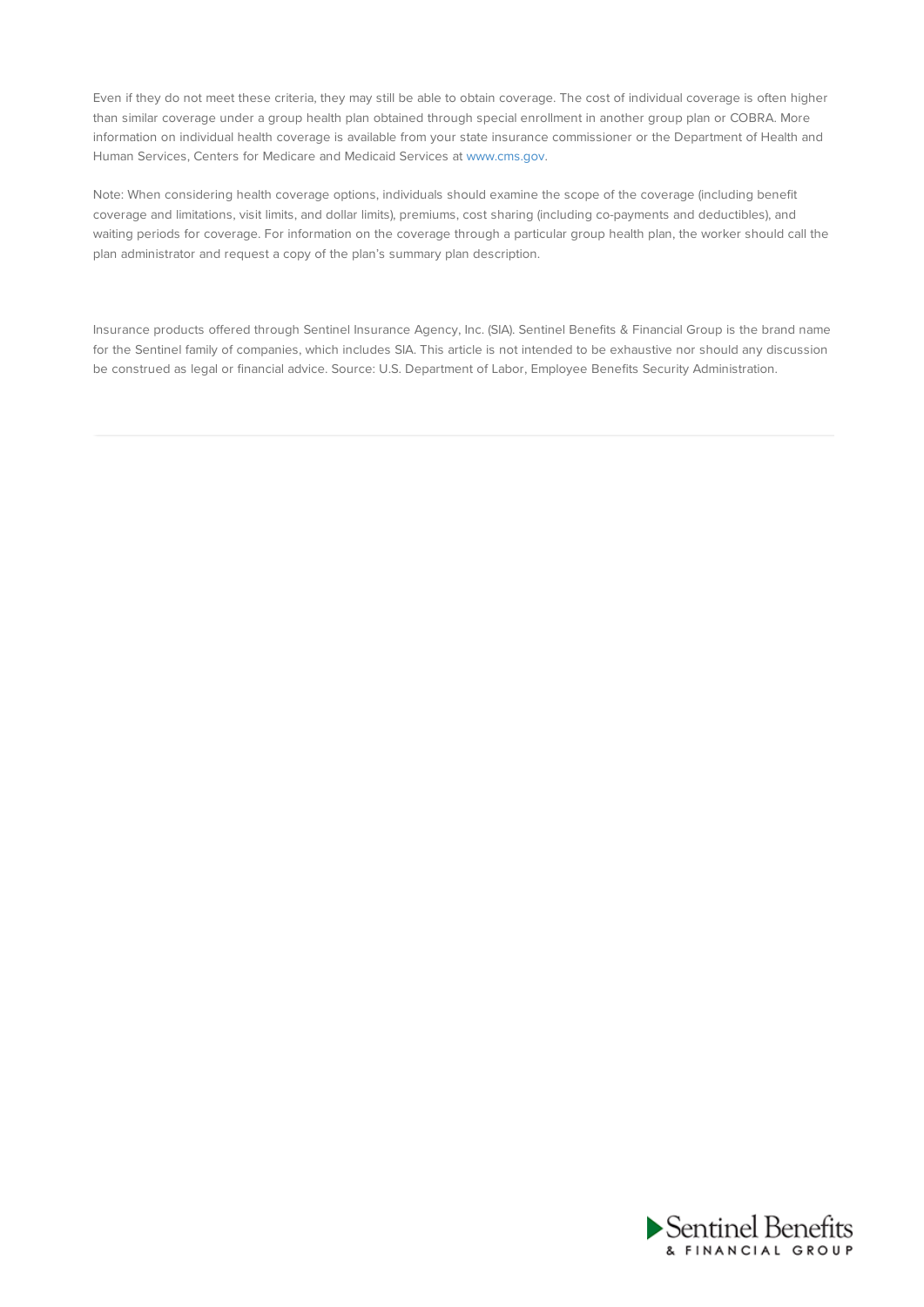Even if they do not meet these criteria, they may still be able to obtain coverage. The cost of individual coverage is often higher than similar coverage under a group health plan obtained through special enrollment in another group plan or COBRA. More information on individual health coverage is available from your state insurance commissioner or the Department of Health and Human Services, Centers for Medicare and Medicaid Services at www.cms.gov.

Note: When considering health coverage options, individuals should examine the scope of the coverage (including benefit coverage and limitations, visit limits, and dollar limits), premiums, cost sharing (including co-payments and deductibles), and waiting periods for coverage. For information on the coverage through a particular group health plan, the worker should call the plan administrator and request a copy of the plan's summary plan description.

Insurance products offered through Sentinel Insurance Agency, Inc. (SIA). Sentinel Benefits & Financial Group is the brand name for the Sentinel family of companies, which includes SIA. This article is not intended to be exhaustive nor should any discussion be construed as legal or financial advice. Source: U.S. Department of Labor, Employee Benefits Security Administration.

---

Sentinel Benefits & FINANCIAL GROUP